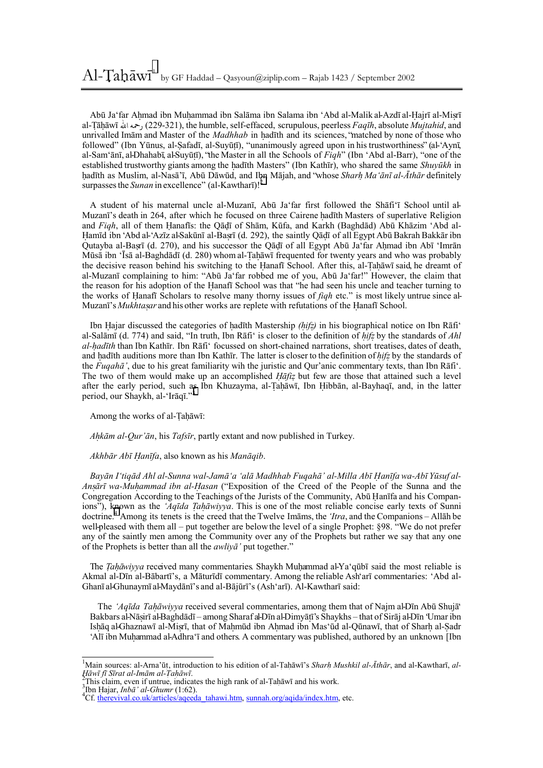# Al-Ṭaḥāwī[1] by GF Haddad – Qasyoun@ziplip.com – Rajab 1423 / September 2002

Abū Ja'far Aḥmad ibn Muḥammad ibn Salāma ibn Salama ibn 'Abd al-Malik al-Azdī al-Ḥajrī al-Miṣrī al-Ṭāḥāwī رحمه الله (229-321), the humble, self-effaced, scrupulous, peerless *Faqīh*, absolute *Mujtahid*, and unrivalled Imām and Master of the *Madhhab* in ḥadīth and its sciences, "matched by none of those who followed" (Ibn Yūnus, al-Ṣafadī, al-Suyūṭī), "unanimously agreed upon in his trustworthiness" (al-'Aynī, al-Sam'ānī, al-Dhahabī, al-Suyūṭī), "the Master in all the Schools of *Fiqh*" (Ibn 'Abd al-Barr), "one of the established trustworthy giants among the ḥadīth Masters" (Ibn Kathīr), who shared the same *Shuyūkh* in ḥadīth as Muslim, al-Nasā'ī, Abū Dāwūd, and Ibn Mājah, and "whose *Sharḥ Ma'ānī al-Āthār* definitely surpasses the *Sunan* in excellence" (al-Kawtharī)![2]

A student of his maternal uncle al-Muzanī, Abū Ja'far first followed the Shāfi'ī School until al-Muzanī's death in 264, after which he focused on three Cairene ḥadīth Masters of superlative Religion and *Fiqh*, all of them Ḥanafīs: the Qāḍī of Shām, Kūfa, and Karkh (Baghdād) Abū Khāzim 'Abd al-Ḥamīd ibn 'Abd al-'Azīz al-Sakūnī al-Baṣrī (d. 292), the saintly Qāḍī of all Egypt Abū Bakrah Bakkār ibn Qutayba al-Baṣrī (d. 270), and his successor the Qāḍī of all Egypt Abū Ja'far Aḥmad ibn Abī 'Imrān Mūsā ibn 'Īsā al-Baghdādī (d. 280) whom al-Ṭaḥāwī frequented for twenty years and who was probably the decisive reason behind his switching to the Ḥanafī School. After this, al-Ṭaḥāwī said, he dreamt of al-Muzanī complaining to him: "Abū Ja'far robbed me of you, Abū Ja'far!" However, the claim that the reason for his adoption of the Ḥanafī School was that "he had seen his uncle and teacher turning to the works of Ḥanafī Scholars to resolve many thorny issues of *fiqh* etc." is most likely untrue since al-Muzanī's *Mukhtaṣar* and his other works are replete with refutations of the Ḥanafī School.

Ibn Ḥajar discussed the categories of ḥadīth Mastership *(ḥifẓ)* in his biographical notice on Ibn Rāfi' al-Salāmī (d. 774) and said, "In truth, Ibn Rāfi' is closer to the definition of *ḥifẓ* by the standards of *Ahl al-ḥadīth* than Ibn Kathīr. Ibn Rāfi' focussed on short-chained narrations, short treatises, dates of death, and ḥadīth auditions more than Ibn Kathīr. The latter is closer to the definition of *ḥifẓ* by the standards of the *Fuqahā'*, due to his great familiarity wih the juristic and Qur'anic commentary texts, than Ibn Rāfi'. The two of them would make up an accomplished *Ḥāfiẓ* but few are those that attained such a level after the early period, such as Ibn Khuzayma, al-Ṭaḥāwī, Ibn Ḥibbān, al-Bayhaqī, and, in the latter period, our Shaykh, al-'Irāqī."[3]

Among the works of al-Ṭaḥāwī:

*Aḥkām al-Qur'ān*, his *Tafsīr*, partly extant and now published in Turkey.

*Akhbār Abī Ḥanīfa*, also known as his *Manāqib*.

*Bayān I'tiqād Ahl al-Sunna wal-Jamā'a 'alā Madhhab Fuqahā' al-Milla Abī Ḥanīfa wa-Abī Yūsuf al-Anṣārī wa-Muḥammad ibn al-Ḥasan* ("Exposition of the Creed of the People of the Sunna and the Congregation According to the Teachings of the Jurists of the Community, Abū Ḥanīfa and his Companions"), known as the *'Aqīda Ṭaḥāwiyya*. This is one of the most reliable concise texts of Sunni doctrine.[4] Among its tenets is the creed that the Twelve Imāms, the *'Itra*, and the Companions – Allāh be well-pleased with them all – put together are below the level of a single Prophet: §98. "We do not prefer any of the saintly men among the Community over any of the Prophets but rather we say that any one of the Prophets is better than all the *awliyā'* put together."

The *Ṭaḥāwiyya* received many commentaries. Shaykh Muḥammad al-Ya'qūbī said the most reliable is Akmal al-Dīn al-Bābartī's, a Māturīdī commentary. Among the reliable Ash'arī commentaries: 'Abd al-Ghanī al-Ghunaymī al-Maydānī's and al-Bājūrī's (Ash'arī). Al-Kawtharī said:

> The *'Aqīda Ṭaḥāwiyya* received several commentaries, among them that of Najm al-Dīn Abū Shujā' Bakbars al-Nāṣirī al-Baghdādī – among Sharaf al-Dīn al-Dimyāṭī's Shaykhs – that of Sirāj al-Dīn 'Umar ibn Isḥāq al-Ghaznawī al-Miṣrī, that of Maḥmūd ibn Aḥmad ibn Mas'ūd al-Qūnawī, that of Sharḥ al-Ṣadr 'Alī ibn Muḥammad al-Adhra'ī and others. A commentary was published, authored by an unknown [Ibn

---

[1] Main sources: al-Arna'ūṭ, introduction to his edition of al-Ṭaḥāwī's *Sharḥ Mushkil al-Āthār*, and al-Kawtharī, *al-Ḥāwī fī Sīrat al-Imām al-Ṭaḥāwī*.

[2] This claim, even if untrue, indicates the high rank of al-Ṭaḥāwī and his work.

[3] Ibn Ḥajar, *Inbā' al-Ghumr* (1:62).

[4] Cf. therevival.co.uk/articles/aqeeda_tahawi.htm, sunnah.org/aqida/index.htm, etc.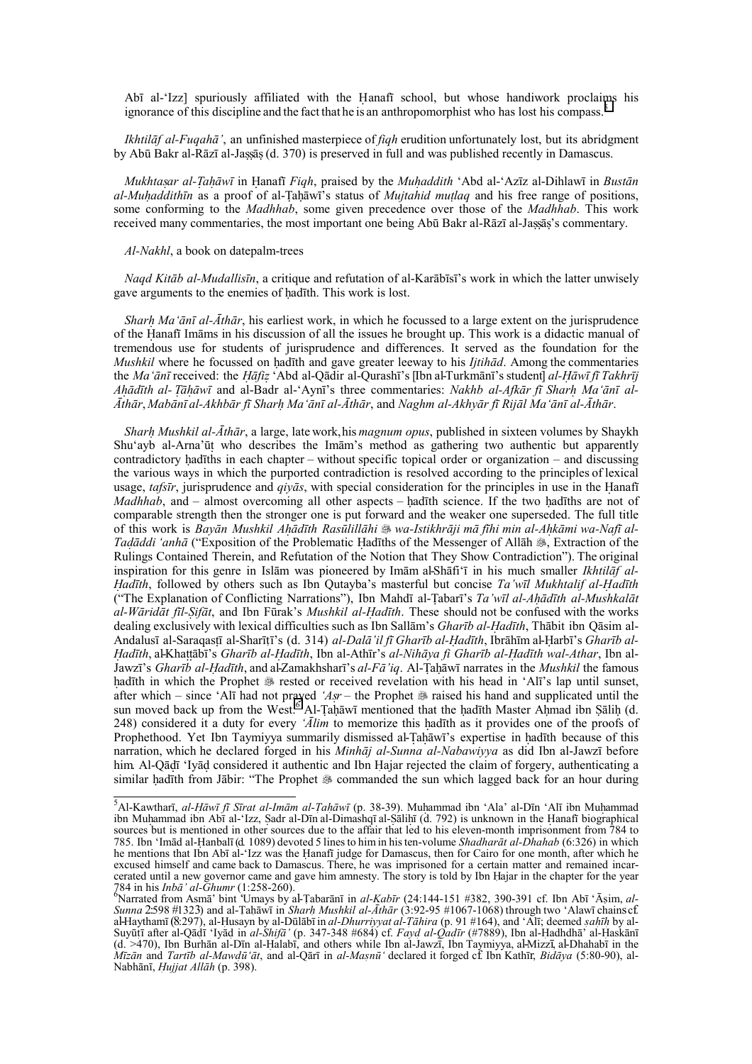Abī al-'Izz] spuriously affiliated with the Ḥanafī school, but whose handiwork proclaims his ignorance of this discipline and the fact that he is an anthropomorphist who has lost his compass.[5]

*Ikhtilāf al-Fuqahā'*, an unfinished masterpiece of *fiqh* erudition unfortunately lost, but its abridgment by Abū Bakr al-Rāzī al-Jaṣṣāṣ (d. 370) is preserved in full and was published recently in Damascus.

*Mukhtaṣar al-Ṭaḥāwī* in Ḥanafī *Fiqh*, praised by the *Muḥaddith* 'Abd al-'Azīz al-Dihlawī in *Bustān al-Muḥaddithīn* as a proof of al-Ṭaḥāwī's status of *Mujtahid muṭlaq* and his free range of positions, some conforming to the *Madhhab*, some given precedence over those of the *Madhhab*. This work received many commentaries, the most important one being Abū Bakr al-Rāzī al-Jaṣṣāṣ's commentary.

*Al-Nakhl*, a book on datepalm-trees

*Naqd Kitāb al-Mudallisīn*, a critique and refutation of al-Karābīsī's work in which the latter unwisely gave arguments to the enemies of ḥadīth. This work is lost.

*Sharḥ Ma'ānī al-Āthār*, his earliest work, in which he focussed to a large extent on the jurisprudence of the Ḥanafī Imāms in his discussion of all the issues he brought up. This work is a didactic manual of tremendous use for students of jurisprudence and differences. It served as the foundation for the *Mushkil* where he focussed on ḥadīth and gave greater leeway to his *Ijtihād*. Among the commentaries the *Ma'ānī* received: the *Ḥāfiẓ* 'Abd al-Qādir al-Qurashī's [Ibn al-Turkmānī's student] *al-Ḥāwī fī Takhrīj Aḥādīth al- Ṭāḥāwī* and al-Badr al-'Aynī's three commentaries: *Nakhb al-Afkār fī Sharḥ Ma'ānī al-Āthār*, *Mabānī al-Akhbār fī Sharḥ Ma'ānī al-Āthār*, and *Naghm al-Akhyār fī Rijāl Ma'ānī al-Āthār*.

*Sharḥ Mushkil al-Āthār*, a large, late work, his *magnum opus*, published in sixteen volumes by Shaykh Shu'ayb al-Arna'ūṭ who describes the Imām's method as gathering two authentic but apparently contradictory ḥadīths in each chapter – without specific topical order or organization – and discussing the various ways in which the purported contradiction is resolved according to the principles of lexical usage, *tafsīr*, jurisprudence and *qiyās*, with special consideration for the principles in use in the Ḥanafī *Madhhab*, and – almost overcoming all other aspects – ḥadīth science. If the two ḥadīths are not of comparable strength then the stronger one is put forward and the weaker one superseded. The full title of this work is *Bayān Mushkil Aḥādīth Rasūlillāhi* ﷺ *wa-Istikhrāji mā fīhi min al-Aḥkāmi wa-Nafī al-Taḍāddi 'anhā* ("Exposition of the Problematic Ḥadīths of the Messenger of Allāh ﷺ, Extraction of the Rulings Contained Therein, and Refutation of the Notion that They Show Contradiction"). The original inspiration for this genre in Islām was pioneered by Imām al-Shāfi'ī in his much smaller *Ikhtilāf al-Ḥadīth*, followed by others such as Ibn Qutayba's masterful but concise *Ta'wīl Mukhtalif al-Ḥadīth* ("The Explanation of Conflicting Narrations"), Ibn Mahdī al-Ṭabarī's *Ta'wīl al-Aḥādīth al-Mushkalāt al-Wāridāt fil-Ṣifāt*, and Ibn Fūrak's *Mushkil al-Ḥadīth*. These should not be confused with the works dealing exclusively with lexical difficulties such as Ibn Sallām's *Gharīb al-Ḥadīth*, Thābit ibn Qāsim al-Andalusī al-Saraqasṭī al-Sharīṭī's (d. 314) *al-Dalā'il fī Gharīb al-Ḥadīth*, Ibrāhīm al-Ḥarbī's *Gharīb al-Ḥadīth*, al-Khaṭṭābī's *Gharīb al-Ḥadīth*, Ibn al-Athīr's *al-Nihāya fī Gharīb al-Ḥadīth wal-Athar*, Ibn al-Jawzī's *Gharīb al-Ḥadīth*, and al-Zamakhsharī's *al-Fā'iq*. Al-Ṭaḥāwī narrates in the *Mushkil* the famous ḥadīth in which the Prophet ﷺ rested or received revelation with his head in 'Alī's lap until sunset, after which – since 'Alī had not prayed *'Aṣr* – the Prophet ﷺ raised his hand and supplicated until the sun moved back up from the West.[6] Al-Ṭaḥāwī mentioned that the ḥadīth Master Aḥmad ibn Ṣāliḥ (d. 248) considered it a duty for every *'Ālim* to memorize this ḥadīth as it provides one of the proofs of Prophethood. Yet Ibn Taymiyya summarily dismissed al-Ṭaḥāwī's expertise in ḥadīth because of this narration, which he declared forged in his *Minhāj al-Sunna al-Nabawiyya* as did Ibn al-Jawzī before him. Al-Qāḍī 'Iyāḍ considered it authentic and Ibn Ḥajar rejected the claim of forgery, authenticating a similar ḥadīth from Jābir: "The Prophet ﷺ commanded the sun which lagged back for an hour during

---

[5] Al-Kawtharī, *al-Ḥāwī fī Sīrat al-Imām al-Tahāwī* (p. 38-39). Muḥammad ibn 'Ala' al-Dīn 'Alī ibn Muḥammad ibn Muḥammad ibn Abī al-'Izz, Ṣadr al-Dīn al-Dimashqī al-Sāliḥī (d. 792) is unknown in the Ḥanafī biographical sources but is mentioned in other sources due to the affair that led to his eleven-month imprisonment from 784 to 785. Ibn 'Imād al-Ḥanbalī (d. 1089) devoted 5 lines to him in his ten-volume *Shadharāt al-Dhahab* (6:326) in which he mentions that Ibn Abī al-'Izz was the Ḥanafī judge for Damascus, then for Cairo for one month, after which he excused himself and came back to Damascus. There, he was imprisoned for a certain matter and remained incarcerated until a new governor came and gave him amnesty. The story is told by Ibn Ḥajar in the chapter for the year 784 in his *Inbā' al-Ghumr* (1:258-260).

[6] Narrated from Asmā' bint 'Umays by al-Ṭabarānī in *al-Kabīr* (24:144-151 #382, 390-391 cf. Ibn Abī 'Āṣim, *al-Sunna* 2:598 #1323) and al-Ṭaḥāwī in *Sharḥ Mushkil al-Āthār* (3:92-95 #1067-1068) through two 'Alawī chains cf. al-Haythamī (8:297), al-Husayn by al-Dūlābī in *al-Dhurriyyat al-Ṭāhira* (p. 91 #164), and 'Alī; deemed *ṣaḥīḥ* by al-Suyūṭī after al-Qāḍī 'Iyāḍ in *al-Shifā'* (p. 347-348 #684) cf. *Fayḍ al-Qadīr* (#7889), Ibn al-Ḥadhdhā' al-Ḥaskānī (d. >470), Ibn Burhān al-Dīn al-Ḥalabī, and others while Ibn al-Jawzī, Ibn Taymiyya, al-Mizzī, al-Dhahabī in the *Mīzān* and *Tartīb al-Mawḍū'āt*, and al-Qārī in *al-Maṣnū'* declared it forged cf. Ibn Kathīr, *Bidāya* (5:80-90), al-Nabhānī, *Ḥujjat Allāh* (p. 398).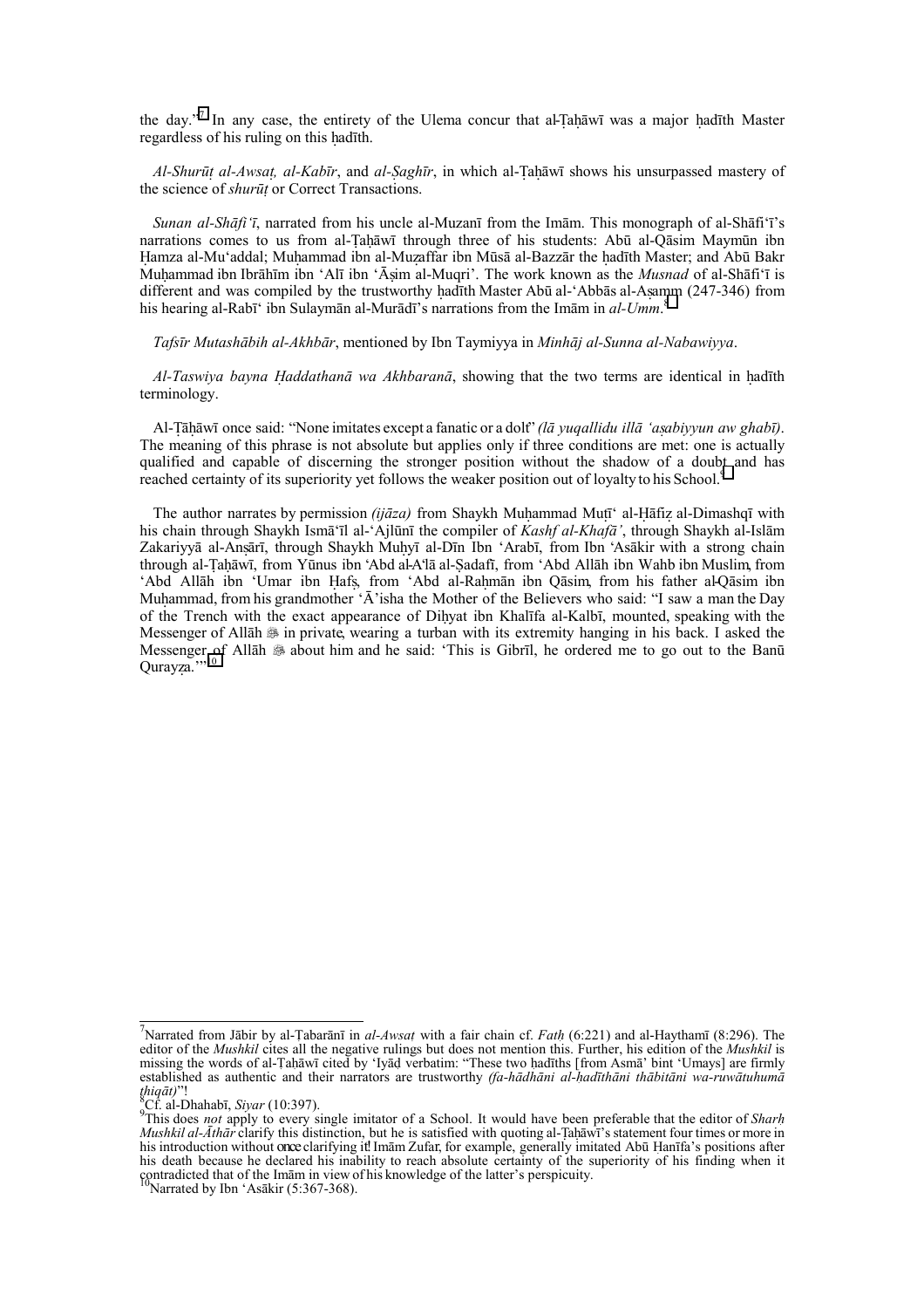the day."[7] In any case, the entirety of the Ulema concur that al-Ṭaḥāwī was a major ḥadīth Master regardless of his ruling on this ḥadīth.

*Al-Shurūṭ al-Awsaṭ, al-Kabīr*, and *al-Ṣaghīr*, in which al-Ṭaḥāwī shows his unsurpassed mastery of the science of *shurūṭ* or Correct Transactions.

*Sunan al-Shāfi'ī*, narrated from his uncle al-Muzanī from the Imām. This monograph of al-Shāfi'ī's narrations comes to us from al-Ṭaḥāwī through three of his students: Abū al-Qāsim Maymūn ibn Ḥamza al-Mu'addal; Muḥammad ibn al-Muẓaffar ibn Mūsā al-Bazzār the ḥadīth Master; and Abū Bakr Muḥammad ibn Ibrāhīm ibn 'Alī ibn 'Āṣim al-Muqri'. The work known as the *Musnad* of al-Shāfi'ī is different and was compiled by the trustworthy ḥadīth Master Abū al-'Abbās al-Aṣamm (247-346) from his hearing al-Rabī' ibn Sulaymān al-Murādī's narrations from the Imām in *al-Umm*.[8]

*Tafsīr Mutashābih al-Akhbār*, mentioned by Ibn Taymiyya in *Minhāj al-Sunna al-Nabawiyya*.

*Al-Taswiya bayna Ḥaddathanā wa Akhbaranā*, showing that the two terms are identical in ḥadīth terminology.

Al-Ṭāḥāwī once said: "None imitates except a fanatic or a dolt" *(lā yuqallidu illā 'aṣabiyyun aw ghabī)*. The meaning of this phrase is not absolute but applies only if three conditions are met: one is actually qualified and capable of discerning the stronger position without the shadow of a doubt and has reached certainty of its superiority yet follows the weaker position out of loyalty to his School.[9]

The author narrates by permission *(ijāza)* from Shaykh Muḥammad Muṭī' al-Ḥāfiẓ al-Dimashqī with his chain through Shaykh Ismā'īl al-'Ajlūnī the compiler of *Kashf al-Khafā'*, through Shaykh al-Islām Zakariyyā al-Anṣārī, through Shaykh Muḥyī al-Dīn Ibn 'Arabī, from Ibn 'Asākir with a strong chain through al-Ṭaḥāwī, from Yūnus ibn 'Abd al-A'lā al-Ṣadafī, from 'Abd Allāh ibn Wahb ibn Muslim, from 'Abd Allāh ibn 'Umar ibn Ḥafṣ, from 'Abd al-Raḥmān ibn Qāsim, from his father al-Qāsim ibn Muḥammad, from his grandmother 'Ā'isha the Mother of the Believers who said: "I saw a man the Day of the Trench with the exact appearance of Diḥyat ibn Khalīfa al-Kalbī, mounted, speaking with the Messenger of Allāh ﷺ in private, wearing a turban with its extremity hanging in his back. I asked the Messenger of Allāh ﷺ about him and he said: 'This is Gibrīl, he ordered me to go out to the Banū Qurayẓa.'"[10]

---

[7] Narrated from Jābir by al-Ṭabarānī in *al-Awsat* with a fair chain cf. *Fatḥ* (6:221) and al-Haythamī (8:296). The editor of the *Mushkil* cites all the negative rulings but does not mention this. Further, his edition of the *Mushkil* is missing the words of al-Ṭaḥāwī cited by 'Iyāḍ verbatim: "These two ḥadīths [from Asmā' bint 'Umays] are firmly established as authentic and their narrators are trustworthy *(fa-hādhāni al-ḥadīthāni thābitāni wa-ruwātuhumā thiqāt)*"!

[8] Cf. al-Dhahabī, *Siyar* (10:397).

[9] This does *not* apply to every single imitator of a School. It would have been preferable that the editor of *Sharḥ Mushkil al-Āthār* clarify this distinction, but he is satisfied with quoting al-Ṭaḥāwī's statement four times or more in his introduction without once clarifying it! Imām Zufar, for example, generally imitated Abū Ḥanīfa's positions after his death because he declared his inability to reach absolute certainty of the superiority of his finding when it contradicted that of the Imām in view of his knowledge of the latter's perspicuity.

[10] Narrated by Ibn 'Asākir (5:367-368).